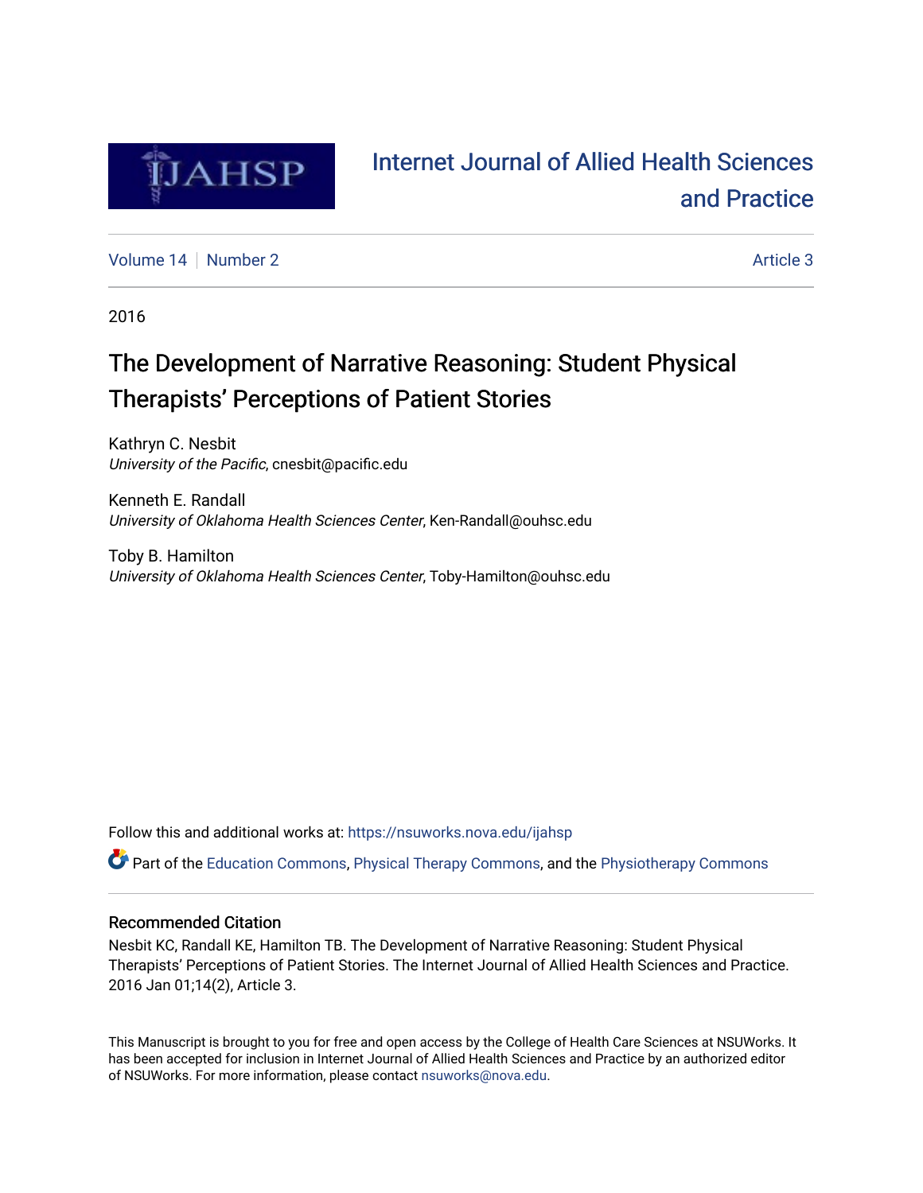# Internet Journal of Allied Health Sciences and Practice

Volume 14 | Number 2 | Article 3

2016

## The Development of Narrative Reasoning: Student Physical Therapists' Perceptions of Patient Stories

Kathryn C. Nesbit
*University of the Pacific*, cnesbit@pacific.edu

Kenneth E. Randall
*University of Oklahoma Health Sciences Center*, Ken-Randall@ouhsc.edu

Toby B. Hamilton
*University of Oklahoma Health Sciences Center*, Toby-Hamilton@ouhsc.edu

Follow this and additional works at: https://nsuworks.nova.edu/ijahsp

Part of the Education Commons, Physical Therapy Commons, and the Physiotherapy Commons

### Recommended Citation

Nesbit KC, Randall KE, Hamilton TB. The Development of Narrative Reasoning: Student Physical Therapists' Perceptions of Patient Stories. The Internet Journal of Allied Health Sciences and Practice. 2016 Jan 01;14(2), Article 3.

This Manuscript is brought to you for free and open access by the College of Health Care Sciences at NSUWorks. It has been accepted for inclusion in Internet Journal of Allied Health Sciences and Practice by an authorized editor of NSUWorks. For more information, please contact nsuworks@nova.edu.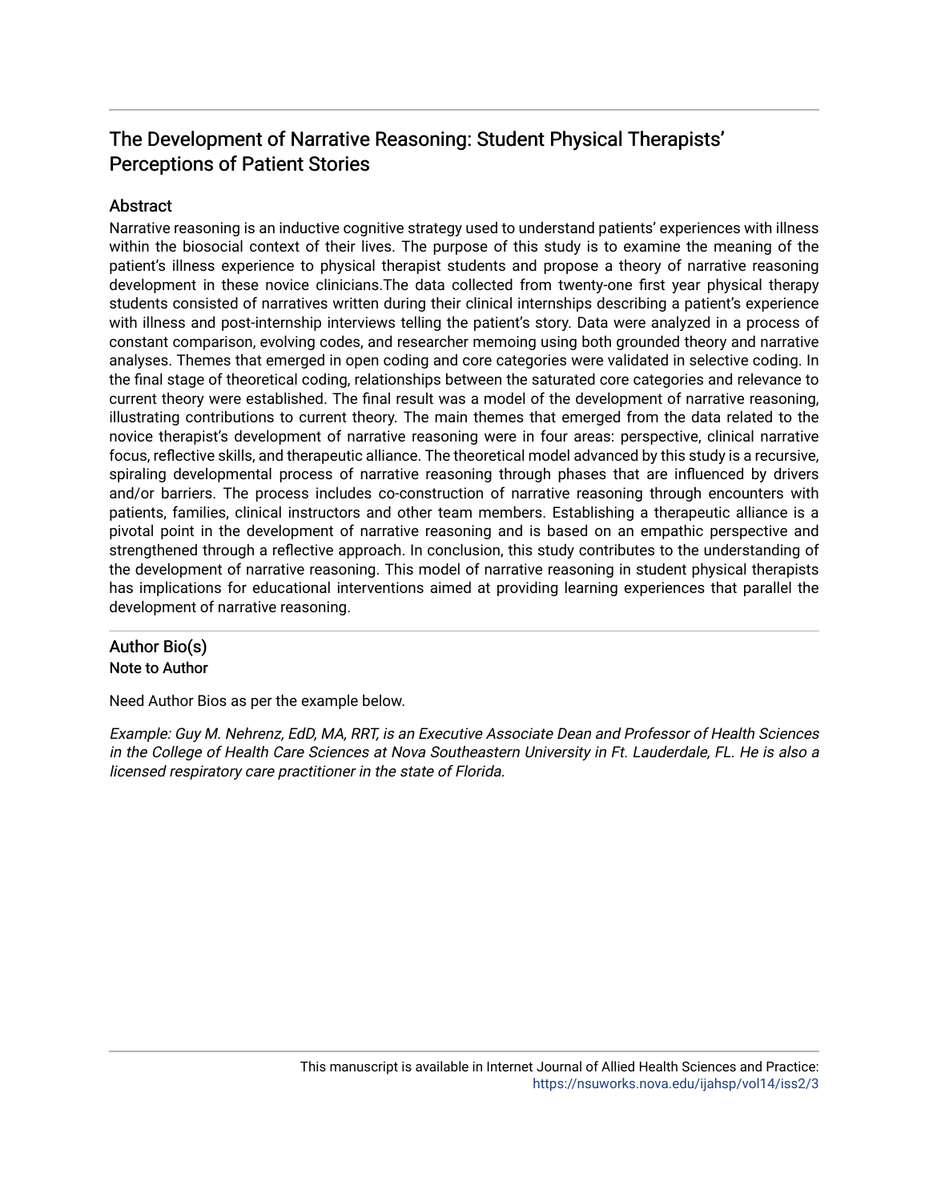# The Development of Narrative Reasoning: Student Physical Therapists' Perceptions of Patient Stories

## Abstract

Narrative reasoning is an inductive cognitive strategy used to understand patients' experiences with illness within the biosocial context of their lives. The purpose of this study is to examine the meaning of the patient's illness experience to physical therapist students and propose a theory of narrative reasoning development in these novice clinicians.The data collected from twenty-one first year physical therapy students consisted of narratives written during their clinical internships describing a patient's experience with illness and post-internship interviews telling the patient's story. Data were analyzed in a process of constant comparison, evolving codes, and researcher memoing using both grounded theory and narrative analyses. Themes that emerged in open coding and core categories were validated in selective coding. In the final stage of theoretical coding, relationships between the saturated core categories and relevance to current theory were established. The final result was a model of the development of narrative reasoning, illustrating contributions to current theory. The main themes that emerged from the data related to the novice therapist's development of narrative reasoning were in four areas: perspective, clinical narrative focus, reflective skills, and therapeutic alliance. The theoretical model advanced by this study is a recursive, spiraling developmental process of narrative reasoning through phases that are influenced by drivers and/or barriers. The process includes co-construction of narrative reasoning through encounters with patients, families, clinical instructors and other team members. Establishing a therapeutic alliance is a pivotal point in the development of narrative reasoning and is based on an empathic perspective and strengthened through a reflective approach. In conclusion, this study contributes to the understanding of the development of narrative reasoning. This model of narrative reasoning in student physical therapists has implications for educational interventions aimed at providing learning experiences that parallel the development of narrative reasoning.

## Author Bio(s)

### Note to Author

Need Author Bios as per the example below.

*Example: Guy M. Nehrenz, EdD, MA, RRT, is an Executive Associate Dean and Professor of Health Sciences in the College of Health Care Sciences at Nova Southeastern University in Ft. Lauderdale, FL. He is also a licensed respiratory care practitioner in the state of Florida.*

This manuscript is available in Internet Journal of Allied Health Sciences and Practice: https://nsuworks.nova.edu/ijahsp/vol14/iss2/3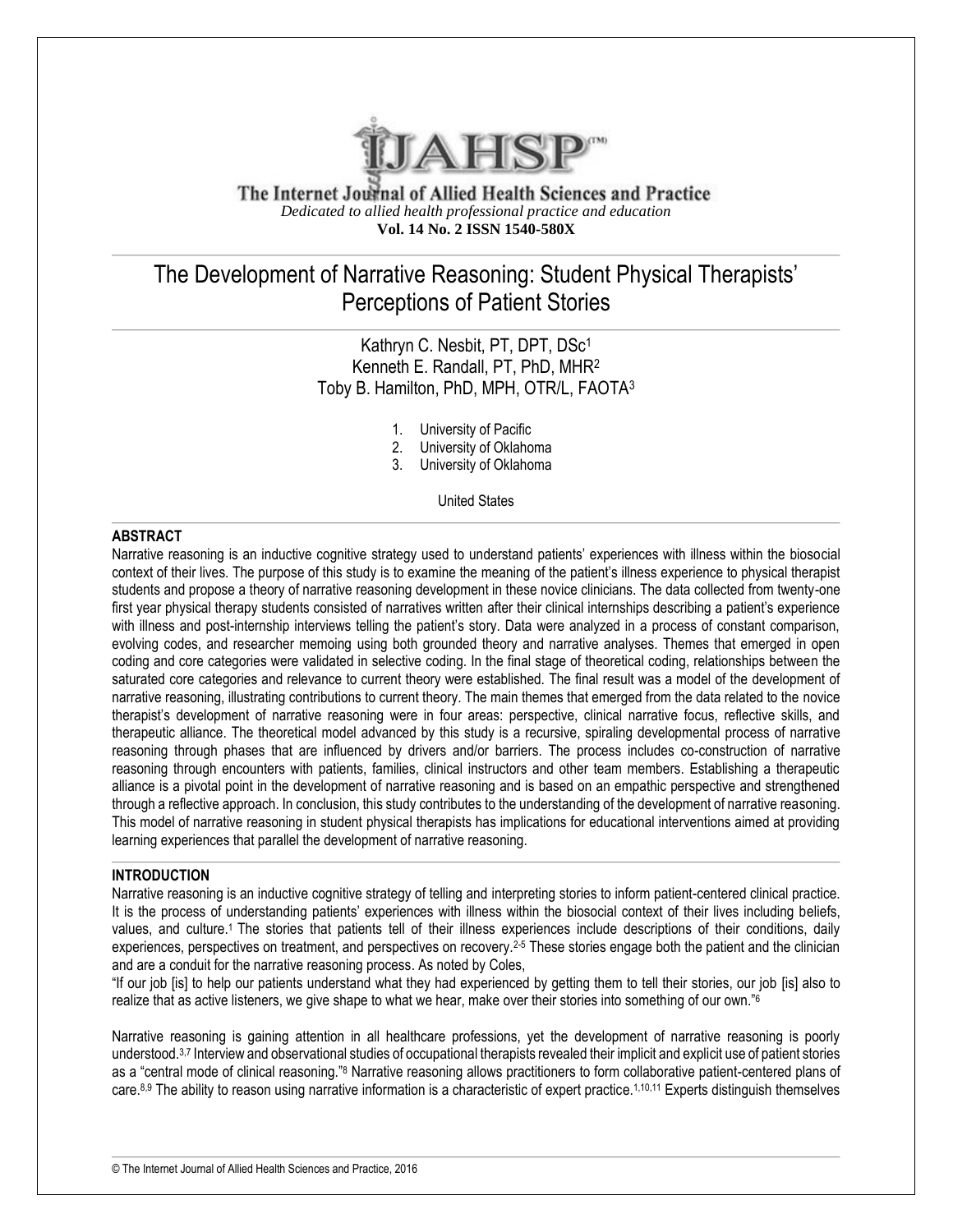The Internet Journal of Allied Health Sciences and Practice

*Dedicated to allied health professional practice and education*

**Vol. 14 No. 2 ISSN 1540-580X**

# The Development of Narrative Reasoning: Student Physical Therapists' Perceptions of Patient Stories

Kathryn C. Nesbit, PT, DPT, DSc[1]
Kenneth E. Randall, PT, PhD, MHR[2]
Toby B. Hamilton, PhD, MPH, OTR/L, FAOTA[3]

1. University of Pacific
2. University of Oklahoma
3. University of Oklahoma

United States

## ABSTRACT

Narrative reasoning is an inductive cognitive strategy used to understand patients' experiences with illness within the biosocial context of their lives. The purpose of this study is to examine the meaning of the patient's illness experience to physical therapist students and propose a theory of narrative reasoning development in these novice clinicians. The data collected from twenty-one first year physical therapy students consisted of narratives written after their clinical internships describing a patient's experience with illness and post-internship interviews telling the patient's story. Data were analyzed in a process of constant comparison, evolving codes, and researcher memoing using both grounded theory and narrative analyses. Themes that emerged in open coding and core categories were validated in selective coding. In the final stage of theoretical coding, relationships between the saturated core categories and relevance to current theory were established. The final result was a model of the development of narrative reasoning, illustrating contributions to current theory. The main themes that emerged from the data related to the novice therapist's development of narrative reasoning were in four areas: perspective, clinical narrative focus, reflective skills, and therapeutic alliance. The theoretical model advanced by this study is a recursive, spiraling developmental process of narrative reasoning through phases that are influenced by drivers and/or barriers. The process includes co-construction of narrative reasoning through encounters with patients, families, clinical instructors and other team members. Establishing a therapeutic alliance is a pivotal point in the development of narrative reasoning and is based on an empathic perspective and strengthened through a reflective approach. In conclusion, this study contributes to the understanding of the development of narrative reasoning. This model of narrative reasoning in student physical therapists has implications for educational interventions aimed at providing learning experiences that parallel the development of narrative reasoning.

## INTRODUCTION

Narrative reasoning is an inductive cognitive strategy of telling and interpreting stories to inform patient-centered clinical practice. It is the process of understanding patients' experiences with illness within the biosocial context of their lives including beliefs, values, and culture.[1] The stories that patients tell of their illness experiences include descriptions of their conditions, daily experiences, perspectives on treatment, and perspectives on recovery.[2-5] These stories engage both the patient and the clinician and are a conduit for the narrative reasoning process. As noted by Coles,

"If our job [is] to help our patients understand what they had experienced by getting them to tell their stories, our job [is] also to realize that as active listeners, we give shape to what we hear, make over their stories into something of our own."[6]

Narrative reasoning is gaining attention in all healthcare professions, yet the development of narrative reasoning is poorly understood.[3,7] Interview and observational studies of occupational therapists revealed their implicit and explicit use of patient stories as a "central mode of clinical reasoning."[8] Narrative reasoning allows practitioners to form collaborative patient-centered plans of care.[8,9] The ability to reason using narrative information is a characteristic of expert practice.[1,10,11] Experts distinguish themselves

© The Internet Journal of Allied Health Sciences and Practice, 2016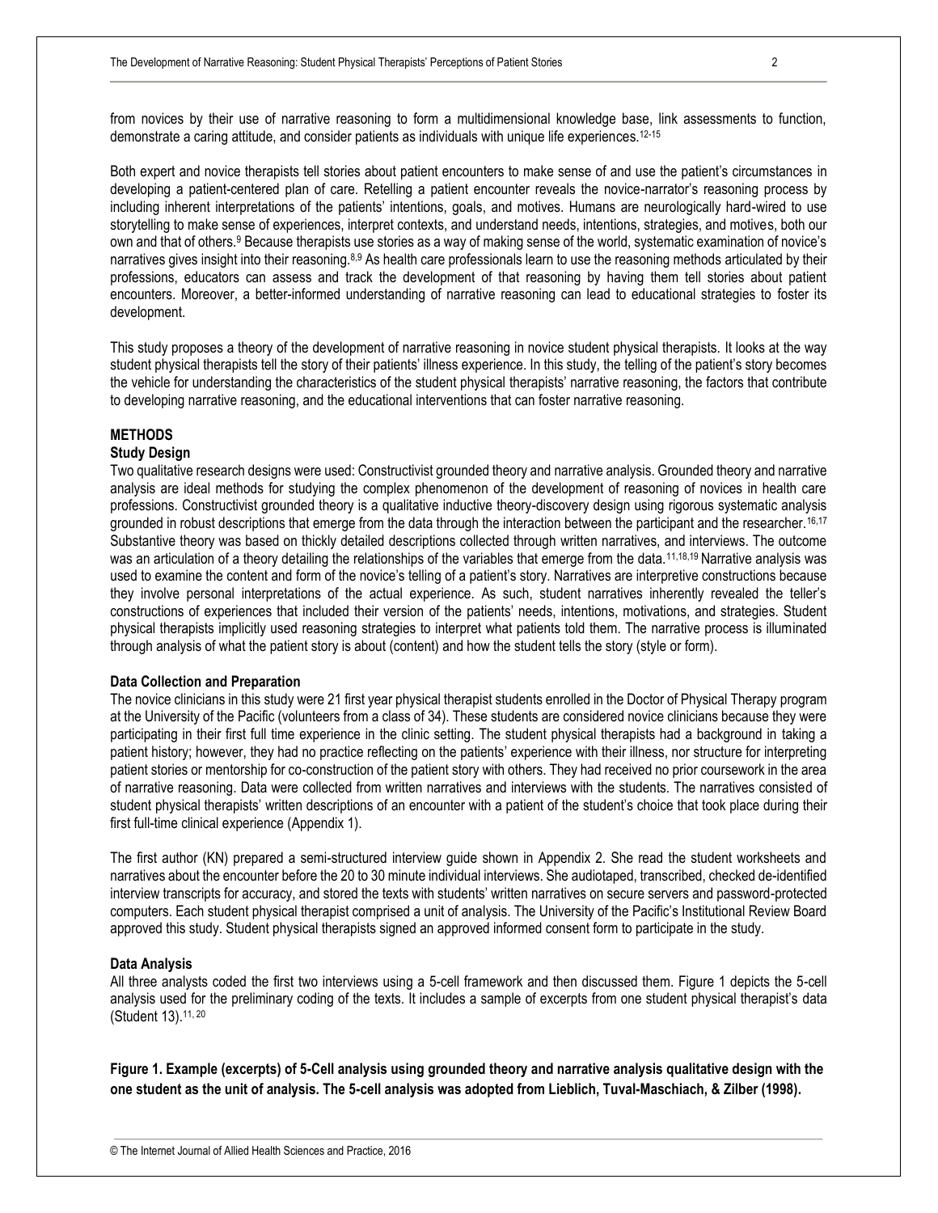from novices by their use of narrative reasoning to form a multidimensional knowledge base, link assessments to function, demonstrate a caring attitude, and consider patients as individuals with unique life experiences.[12-15]

Both expert and novice therapists tell stories about patient encounters to make sense of and use the patient's circumstances in developing a patient-centered plan of care. Retelling a patient encounter reveals the novice-narrator's reasoning process by including inherent interpretations of the patients' intentions, goals, and motives. Humans are neurologically hard-wired to use storytelling to make sense of experiences, interpret contexts, and understand needs, intentions, strategies, and motives, both our own and that of others.[9] Because therapists use stories as a way of making sense of the world, systematic examination of novice's narratives gives insight into their reasoning.[8,9] As health care professionals learn to use the reasoning methods articulated by their professions, educators can assess and track the development of that reasoning by having them tell stories about patient encounters. Moreover, a better-informed understanding of narrative reasoning can lead to educational strategies to foster its development.

This study proposes a theory of the development of narrative reasoning in novice student physical therapists. It looks at the way student physical therapists tell the story of their patients' illness experience. In this study, the telling of the patient's story becomes the vehicle for understanding the characteristics of the student physical therapists' narrative reasoning, the factors that contribute to developing narrative reasoning, and the educational interventions that can foster narrative reasoning.

## METHODS

### Study Design

Two qualitative research designs were used: Constructivist grounded theory and narrative analysis. Grounded theory and narrative analysis are ideal methods for studying the complex phenomenon of the development of reasoning of novices in health care professions. Constructivist grounded theory is a qualitative inductive theory-discovery design using rigorous systematic analysis grounded in robust descriptions that emerge from the data through the interaction between the participant and the researcher.[16,17] Substantive theory was based on thickly detailed descriptions collected through written narratives, and interviews. The outcome was an articulation of a theory detailing the relationships of the variables that emerge from the data.[11,18,19] Narrative analysis was used to examine the content and form of the novice's telling of a patient's story. Narratives are interpretive constructions because they involve personal interpretations of the actual experience. As such, student narratives inherently revealed the teller's constructions of experiences that included their version of the patients' needs, intentions, motivations, and strategies. Student physical therapists implicitly used reasoning strategies to interpret what patients told them. The narrative process is illuminated through analysis of what the patient story is about (content) and how the student tells the story (style or form).

### Data Collection and Preparation

The novice clinicians in this study were 21 first year physical therapist students enrolled in the Doctor of Physical Therapy program at the University of the Pacific (volunteers from a class of 34). These students are considered novice clinicians because they were participating in their first full time experience in the clinic setting. The student physical therapists had a background in taking a patient history; however, they had no practice reflecting on the patients' experience with their illness, nor structure for interpreting patient stories or mentorship for co-construction of the patient story with others. They had received no prior coursework in the area of narrative reasoning. Data were collected from written narratives and interviews with the students. The narratives consisted of student physical therapists' written descriptions of an encounter with a patient of the student's choice that took place during their first full-time clinical experience (Appendix 1).

The first author (KN) prepared a semi-structured interview guide shown in Appendix 2. She read the student worksheets and narratives about the encounter before the 20 to 30 minute individual interviews. She audiotaped, transcribed, checked de-identified interview transcripts for accuracy, and stored the texts with students' written narratives on secure servers and password-protected computers. Each student physical therapist comprised a unit of analysis. The University of the Pacific's Institutional Review Board approved this study. Student physical therapists signed an approved informed consent form to participate in the study.

### Data Analysis

All three analysts coded the first two interviews using a 5-cell framework and then discussed them. Figure 1 depicts the 5-cell analysis used for the preliminary coding of the texts. It includes a sample of excerpts from one student physical therapist's data (Student 13).[11, 20]

**Figure 1. Example (excerpts) of 5-Cell analysis using grounded theory and narrative analysis qualitative design with the one student as the unit of analysis. The 5-cell analysis was adopted from Lieblich, Tuval-Maschiach, & Zilber (1998).**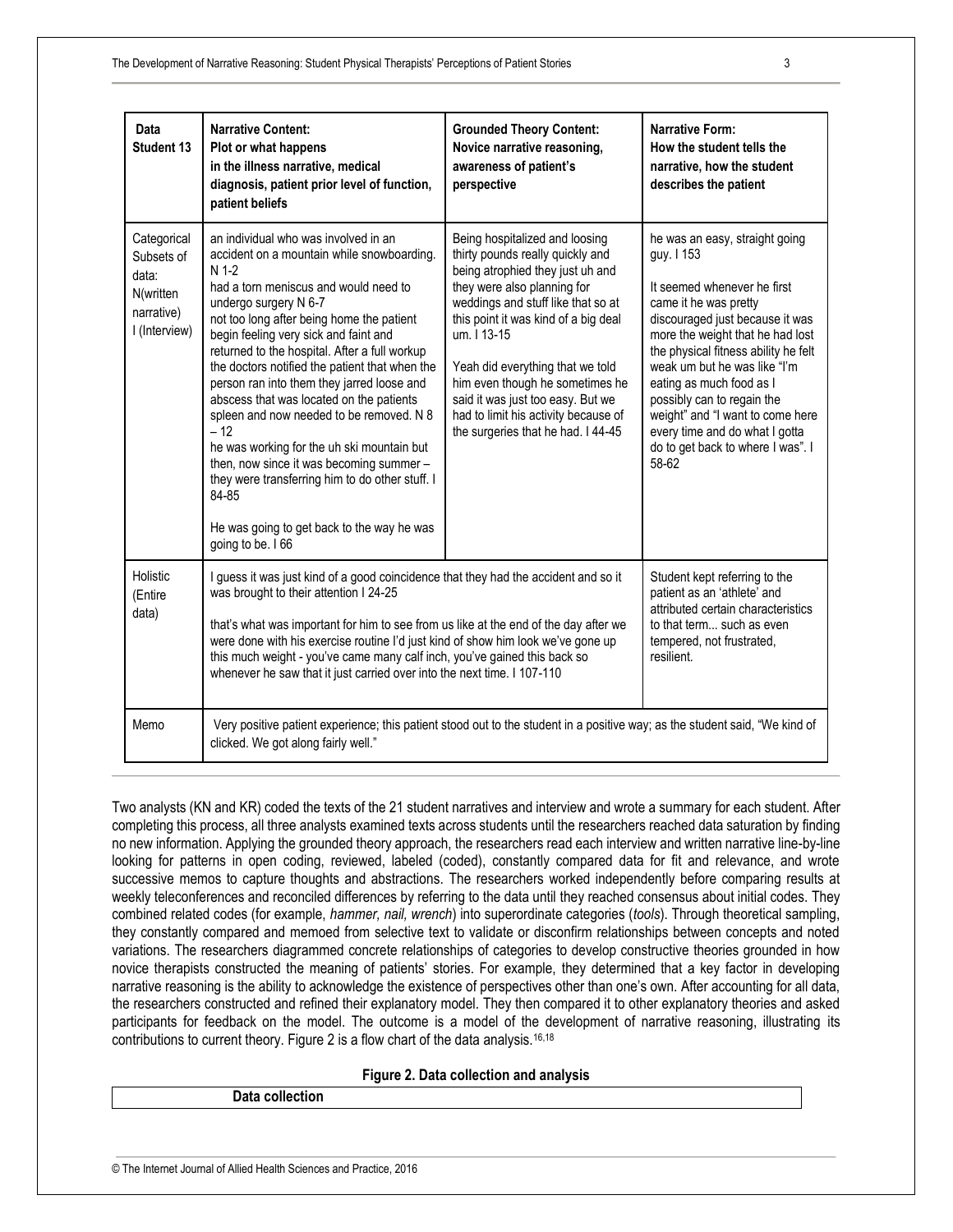| Data Student 13 | Narrative Content: Plot or what happens in the illness narrative, medical diagnosis, patient prior level of function, patient beliefs | Grounded Theory Content: Novice narrative reasoning, awareness of patient's perspective | Narrative Form: How the student tells the narrative, how the student describes the patient |
|---|---|---|---|
| Categorical Subsets of data: N(written narrative) I (Interview) | an individual who was involved in an accident on a mountain while snowboarding. N 1-2<br>had a torn meniscus and would need to undergo surgery N 6-7<br>not too long after being home the patient begin feeling very sick and faint and returned to the hospital. After a full workup the doctors notified the patient that when the person ran into them they jarred loose and abscess that was located on the patients spleen and now needed to be removed. N 8 – 12<br>he was working for the uh ski mountain but then, now since it was becoming summer – they were transferring him to do other stuff. I 84-85<br><br>He was going to get back to the way he was going to be. I 66 | Being hospitalized and loosing thirty pounds really quickly and being atrophied they just uh and they were also planning for weddings and stuff like that so at this point it was kind of a big deal um. I 13-15<br><br>Yeah did everything that we told him even though he sometimes he said it was just too easy. But we had to limit his activity because of the surgeries that he had. I 44-45 | he was an easy, straight going guy. I 153<br><br>It seemed whenever he first came it he was pretty discouraged just because it was more the weight that he had lost the physical fitness ability he felt weak um but he was like "I'm eating as much food as I possibly can to regain the weight" and "I want to come here every time and do what I gotta do to get back to where I was". I 58-62 |
| Holistic (Entire data) | I guess it was just kind of a good coincidence that they had the accident and so it was brought to their attention I 24-25<br><br>that's what was important for him to see from us like at the end of the day after we were done with his exercise routine I'd just kind of show him look we've gone up this much weight - you've came many calf inch, you've gained this back so whenever he saw that it just carried over into the next time. I 107-110 | | Student kept referring to the patient as an 'athlete' and attributed certain characteristics to that term... such as even tempered, not frustrated, resilient. |
| Memo | Very positive patient experience; this patient stood out to the student in a positive way; as the student said, "We kind of clicked. We got along fairly well." | | |

Two analysts (KN and KR) coded the texts of the 21 student narratives and interview and wrote a summary for each student. After completing this process, all three analysts examined texts across students until the researchers reached data saturation by finding no new information. Applying the grounded theory approach, the researchers read each interview and written narrative line-by-line looking for patterns in open coding, reviewed, labeled (coded), constantly compared data for fit and relevance, and wrote successive memos to capture thoughts and abstractions. The researchers worked independently before comparing results at weekly teleconferences and reconciled differences by referring to the data until they reached consensus about initial codes. They combined related codes (for example, *hammer, nail, wrench*) into superordinate categories (*tools*). Through theoretical sampling, they constantly compared and memoed from selective text to validate or disconfirm relationships between concepts and noted variations. The researchers diagrammed concrete relationships of categories to develop constructive theories grounded in how novice therapists constructed the meaning of patients' stories. For example, they determined that a key factor in developing narrative reasoning is the ability to acknowledge the existence of perspectives other than one's own. After accounting for all data, the researchers constructed and refined their explanatory model. They then compared it to other explanatory theories and asked participants for feedback on the model. The outcome is a model of the development of narrative reasoning, illustrating its contributions to current theory. Figure 2 is a flow chart of the data analysis.[16,18]

**Figure 2. Data collection and analysis**

| Data collection |
|---|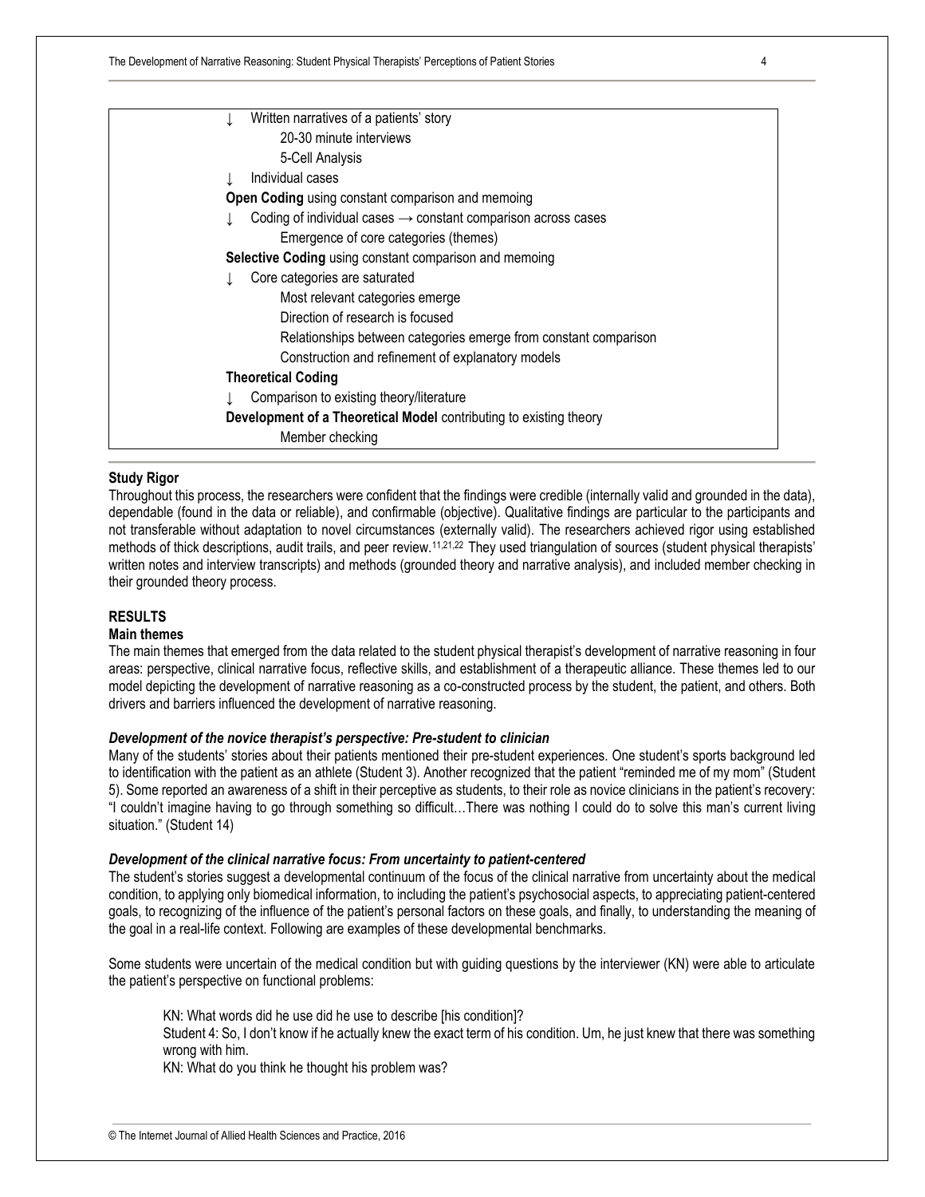↓ Written narratives of a patients' story

  20-30 minute interviews

  5-Cell Analysis

↓ Individual cases

**Open Coding** using constant comparison and memoing

↓ Coding of individual cases → constant comparison across cases

  Emergence of core categories (themes)

**Selective Coding** using constant comparison and memoing

↓ Core categories are saturated

  Most relevant categories emerge

  Direction of research is focused

  Relationships between categories emerge from constant comparison

  Construction and refinement of explanatory models

**Theoretical Coding**

↓ Comparison to existing theory/literature

**Development of a Theoretical Model** contributing to existing theory

  Member checking

### Study Rigor

Throughout this process, the researchers were confident that the findings were credible (internally valid and grounded in the data), dependable (found in the data or reliable), and confirmable (objective). Qualitative findings are particular to the participants and not transferable without adaptation to novel circumstances (externally valid). The researchers achieved rigor using established methods of thick descriptions, audit trails, and peer review.[11,21,22] They used triangulation of sources (student physical therapists' written notes and interview transcripts) and methods (grounded theory and narrative analysis), and included member checking in their grounded theory process.

## RESULTS

### Main themes

The main themes that emerged from the data related to the student physical therapist's development of narrative reasoning in four areas: perspective, clinical narrative focus, reflective skills, and establishment of a therapeutic alliance. These themes led to our model depicting the development of narrative reasoning as a co-constructed process by the student, the patient, and others. Both drivers and barriers influenced the development of narrative reasoning.

#### *Development of the novice therapist's perspective: Pre-student to clinician*

Many of the students' stories about their patients mentioned their pre-student experiences. One student's sports background led to identification with the patient as an athlete (Student 3). Another recognized that the patient "reminded me of my mom" (Student 5). Some reported an awareness of a shift in their perceptive as students, to their role as novice clinicians in the patient's recovery: "I couldn't imagine having to go through something so difficult…There was nothing I could do to solve this man's current living situation." (Student 14)

#### *Development of the clinical narrative focus: From uncertainty to patient-centered*

The student's stories suggest a developmental continuum of the focus of the clinical narrative from uncertainty about the medical condition, to applying only biomedical information, to including the patient's psychosocial aspects, to appreciating patient-centered goals, to recognizing of the influence of the patient's personal factors on these goals, and finally, to understanding the meaning of the goal in a real-life context. Following are examples of these developmental benchmarks.

Some students were uncertain of the medical condition but with guiding questions by the interviewer (KN) were able to articulate the patient's perspective on functional problems:

> KN: What words did he use did he use to describe [his condition]?
>
> Student 4: So, I don't know if he actually knew the exact term of his condition. Um, he just knew that there was something wrong with him.
>
> KN: What do you think he thought his problem was?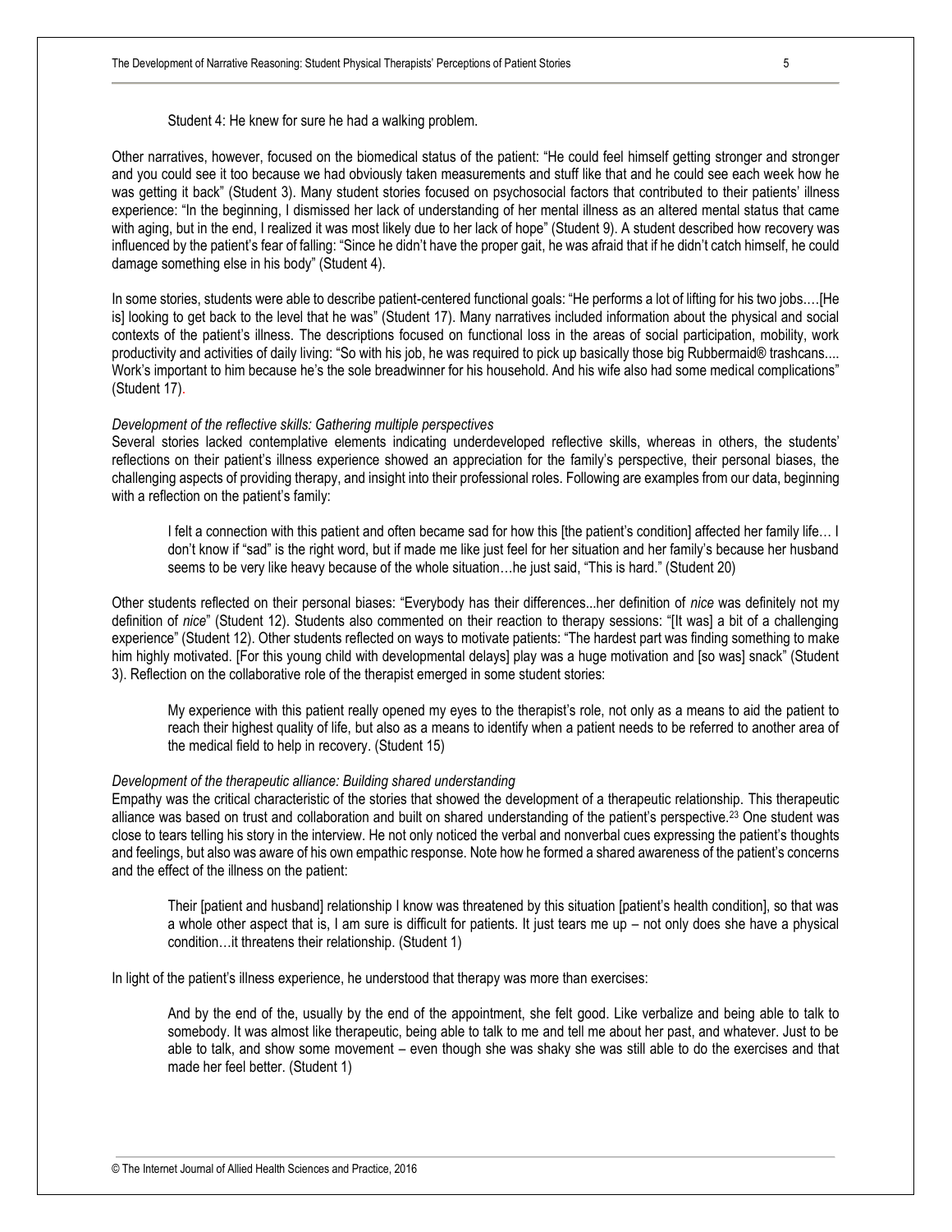Student 4: He knew for sure he had a walking problem.

Other narratives, however, focused on the biomedical status of the patient: "He could feel himself getting stronger and stronger and you could see it too because we had obviously taken measurements and stuff like that and he could see each week how he was getting it back" (Student 3). Many student stories focused on psychosocial factors that contributed to their patients' illness experience: "In the beginning, I dismissed her lack of understanding of her mental illness as an altered mental status that came with aging, but in the end, I realized it was most likely due to her lack of hope" (Student 9). A student described how recovery was influenced by the patient's fear of falling: "Since he didn't have the proper gait, he was afraid that if he didn't catch himself, he could damage something else in his body" (Student 4).

In some stories, students were able to describe patient-centered functional goals: "He performs a lot of lifting for his two jobs….[He is] looking to get back to the level that he was" (Student 17). Many narratives included information about the physical and social contexts of the patient's illness. The descriptions focused on functional loss in the areas of social participation, mobility, work productivity and activities of daily living: "So with his job, he was required to pick up basically those big Rubbermaid® trashcans.... Work's important to him because he's the sole breadwinner for his household. And his wife also had some medical complications" (Student 17).

*Development of the reflective skills: Gathering multiple perspectives*

Several stories lacked contemplative elements indicating underdeveloped reflective skills, whereas in others, the students' reflections on their patient's illness experience showed an appreciation for the family's perspective, their personal biases, the challenging aspects of providing therapy, and insight into their professional roles. Following are examples from our data, beginning with a reflection on the patient's family:

> I felt a connection with this patient and often became sad for how this [the patient's condition] affected her family life… I don't know if "sad" is the right word, but if made me like just feel for her situation and her family's because her husband seems to be very like heavy because of the whole situation…he just said, "This is hard." (Student 20)

Other students reflected on their personal biases: "Everybody has their differences...her definition of *nice* was definitely not my definition of *nice*" (Student 12). Students also commented on their reaction to therapy sessions: "[It was] a bit of a challenging experience" (Student 12). Other students reflected on ways to motivate patients: "The hardest part was finding something to make him highly motivated. [For this young child with developmental delays] play was a huge motivation and [so was] snack" (Student 3). Reflection on the collaborative role of the therapist emerged in some student stories:

> My experience with this patient really opened my eyes to the therapist's role, not only as a means to aid the patient to reach their highest quality of life, but also as a means to identify when a patient needs to be referred to another area of the medical field to help in recovery. (Student 15)

*Development of the therapeutic alliance: Building shared understanding*

Empathy was the critical characteristic of the stories that showed the development of a therapeutic relationship. This therapeutic alliance was based on trust and collaboration and built on shared understanding of the patient's perspective.[23] One student was close to tears telling his story in the interview. He not only noticed the verbal and nonverbal cues expressing the patient's thoughts and feelings, but also was aware of his own empathic response. Note how he formed a shared awareness of the patient's concerns and the effect of the illness on the patient:

> Their [patient and husband] relationship I know was threatened by this situation [patient's health condition], so that was a whole other aspect that is, I am sure is difficult for patients. It just tears me up – not only does she have a physical condition…it threatens their relationship. (Student 1)

In light of the patient's illness experience, he understood that therapy was more than exercises:

> And by the end of the, usually by the end of the appointment, she felt good. Like verbalize and being able to talk to somebody. It was almost like therapeutic, being able to talk to me and tell me about her past, and whatever. Just to be able to talk, and show some movement – even though she was shaky she was still able to do the exercises and that made her feel better. (Student 1)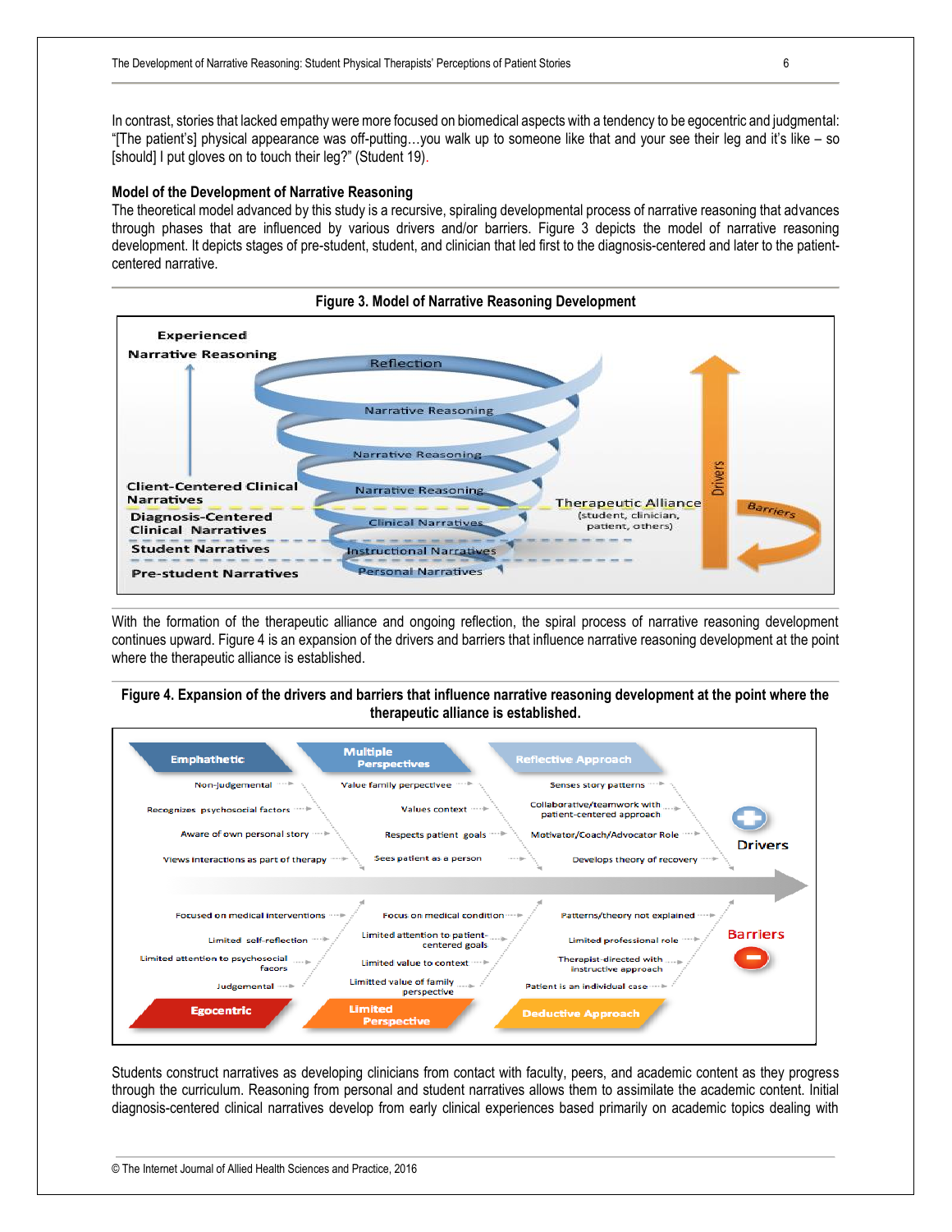In contrast, stories that lacked empathy were more focused on biomedical aspects with a tendency to be egocentric and judgmental: "[The patient's] physical appearance was off-putting…you walk up to someone like that and your see their leg and it's like – so [should] I put gloves on to touch their leg?" (Student 19).

### Model of the Development of Narrative Reasoning

The theoretical model advanced by this study is a recursive, spiraling developmental process of narrative reasoning that advances through phases that are influenced by various drivers and/or barriers. Figure 3 depicts the model of narrative reasoning development. It depicts stages of pre-student, student, and clinician that led first to the diagnosis-centered and later to the patient-centered narrative.

**Figure 3. Model of Narrative Reasoning Development**

With the formation of the therapeutic alliance and ongoing reflection, the spiral process of narrative reasoning development continues upward. Figure 4 is an expansion of the drivers and barriers that influence narrative reasoning development at the point where the therapeutic alliance is established.

**Figure 4. Expansion of the drivers and barriers that influence narrative reasoning development at the point where the therapeutic alliance is established.**

Students construct narratives as developing clinicians from contact with faculty, peers, and academic content as they progress through the curriculum. Reasoning from personal and student narratives allows them to assimilate the academic content. Initial diagnosis-centered clinical narratives develop from early clinical experiences based primarily on academic topics dealing with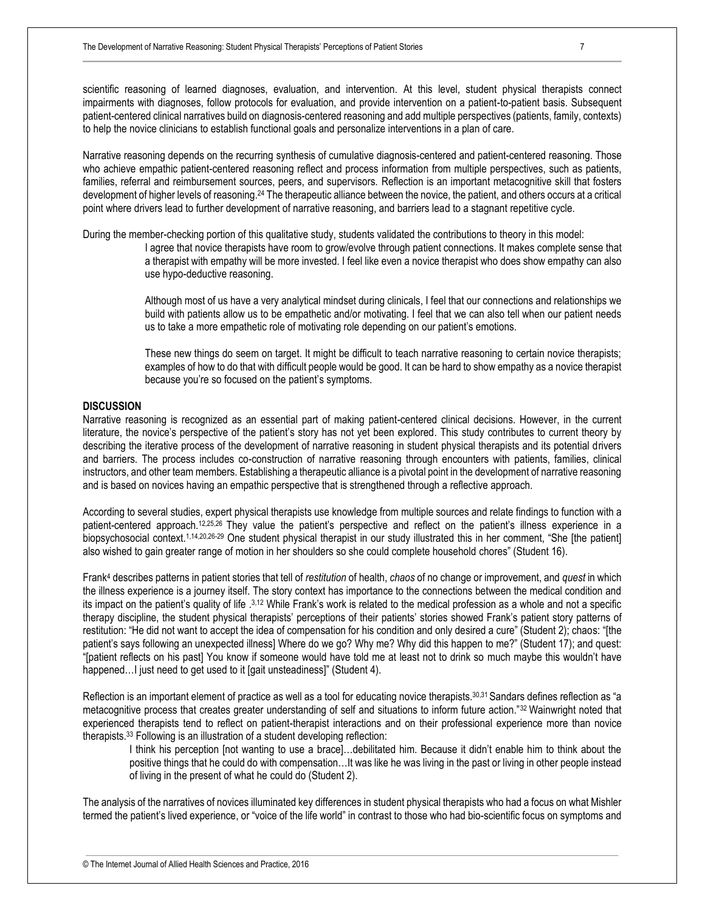scientific reasoning of learned diagnoses, evaluation, and intervention. At this level, student physical therapists connect impairments with diagnoses, follow protocols for evaluation, and provide intervention on a patient-to-patient basis. Subsequent patient-centered clinical narratives build on diagnosis-centered reasoning and add multiple perspectives (patients, family, contexts) to help the novice clinicians to establish functional goals and personalize interventions in a plan of care.

Narrative reasoning depends on the recurring synthesis of cumulative diagnosis-centered and patient-centered reasoning. Those who achieve empathic patient-centered reasoning reflect and process information from multiple perspectives, such as patients, families, referral and reimbursement sources, peers, and supervisors. Reflection is an important metacognitive skill that fosters development of higher levels of reasoning.[24] The therapeutic alliance between the novice, the patient, and others occurs at a critical point where drivers lead to further development of narrative reasoning, and barriers lead to a stagnant repetitive cycle.

During the member-checking portion of this qualitative study, students validated the contributions to theory in this model:

> I agree that novice therapists have room to grow/evolve through patient connections. It makes complete sense that a therapist with empathy will be more invested. I feel like even a novice therapist who does show empathy can also use hypo-deductive reasoning.
>
> Although most of us have a very analytical mindset during clinicals, I feel that our connections and relationships we build with patients allow us to be empathetic and/or motivating. I feel that we can also tell when our patient needs us to take a more empathetic role of motivating role depending on our patient's emotions.
>
> These new things do seem on target. It might be difficult to teach narrative reasoning to certain novice therapists; examples of how to do that with difficult people would be good. It can be hard to show empathy as a novice therapist because you're so focused on the patient's symptoms.

## DISCUSSION

Narrative reasoning is recognized as an essential part of making patient-centered clinical decisions. However, in the current literature, the novice's perspective of the patient's story has not yet been explored. This study contributes to current theory by describing the iterative process of the development of narrative reasoning in student physical therapists and its potential drivers and barriers. The process includes co-construction of narrative reasoning through encounters with patients, families, clinical instructors, and other team members. Establishing a therapeutic alliance is a pivotal point in the development of narrative reasoning and is based on novices having an empathic perspective that is strengthened through a reflective approach.

According to several studies, expert physical therapists use knowledge from multiple sources and relate findings to function with a patient-centered approach.[12,25,26] They value the patient's perspective and reflect on the patient's illness experience in a biopsychosocial context.[1,14,20,26-29] One student physical therapist in our study illustrated this in her comment, "She [the patient] also wished to gain greater range of motion in her shoulders so she could complete household chores" (Student 16).

Frank[4] describes patterns in patient stories that tell of *restitution* of health, *chaos* of no change or improvement, and *quest* in which the illness experience is a journey itself. The story context has importance to the connections between the medical condition and its impact on the patient's quality of life .[3,12] While Frank's work is related to the medical profession as a whole and not a specific therapy discipline, the student physical therapists' perceptions of their patients' stories showed Frank's patient story patterns of restitution: "He did not want to accept the idea of compensation for his condition and only desired a cure" (Student 2); chaos: "[the patient's says following an unexpected illness] Where do we go? Why me? Why did this happen to me?" (Student 17); and quest: "[patient reflects on his past] You know if someone would have told me at least not to drink so much maybe this wouldn't have happened…I just need to get used to it [gait unsteadiness]" (Student 4).

Reflection is an important element of practice as well as a tool for educating novice therapists.[30,31] Sandars defines reflection as "a metacognitive process that creates greater understanding of self and situations to inform future action."[32] Wainwright noted that experienced therapists tend to reflect on patient-therapist interactions and on their professional experience more than novice therapists.[33] Following is an illustration of a student developing reflection:

> I think his perception [not wanting to use a brace]…debilitated him. Because it didn't enable him to think about the positive things that he could do with compensation…It was like he was living in the past or living in other people instead of living in the present of what he could do (Student 2).

The analysis of the narratives of novices illuminated key differences in student physical therapists who had a focus on what Mishler termed the patient's lived experience, or "voice of the life world" in contrast to those who had bio-scientific focus on symptoms and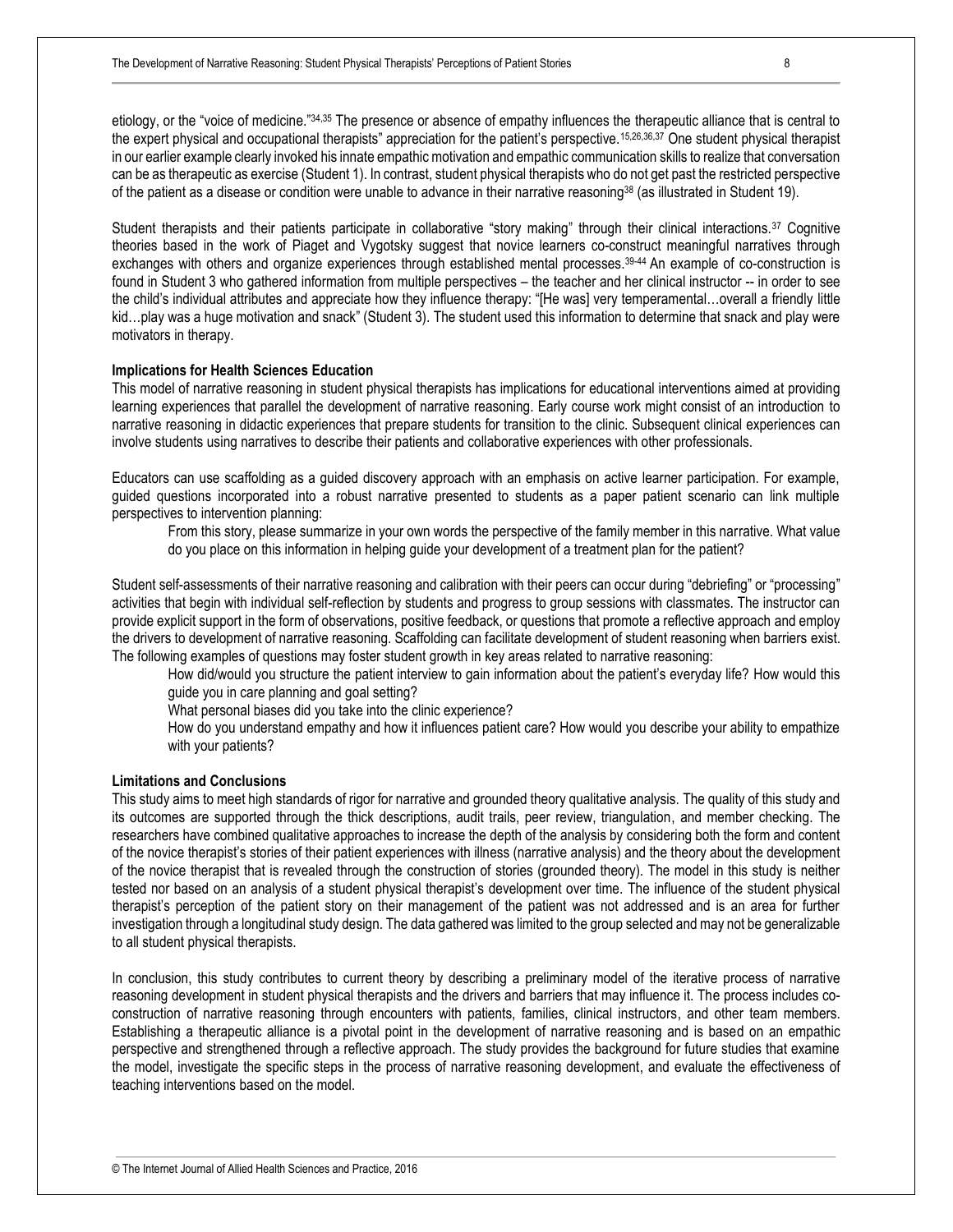etiology, or the "voice of medicine."[34,35] The presence or absence of empathy influences the therapeutic alliance that is central to the expert physical and occupational therapists" appreciation for the patient's perspective.[15,26,36,37] One student physical therapist in our earlier example clearly invoked his innate empathic motivation and empathic communication skills to realize that conversation can be as therapeutic as exercise (Student 1). In contrast, student physical therapists who do not get past the restricted perspective of the patient as a disease or condition were unable to advance in their narrative reasoning[38] (as illustrated in Student 19).

Student therapists and their patients participate in collaborative "story making" through their clinical interactions.[37] Cognitive theories based in the work of Piaget and Vygotsky suggest that novice learners co-construct meaningful narratives through exchanges with others and organize experiences through established mental processes.[39-44] An example of co-construction is found in Student 3 who gathered information from multiple perspectives – the teacher and her clinical instructor -- in order to see the child's individual attributes and appreciate how they influence therapy: "[He was] very temperamental…overall a friendly little kid…play was a huge motivation and snack" (Student 3). The student used this information to determine that snack and play were motivators in therapy.

**Implications for Health Sciences Education**

This model of narrative reasoning in student physical therapists has implications for educational interventions aimed at providing learning experiences that parallel the development of narrative reasoning. Early course work might consist of an introduction to narrative reasoning in didactic experiences that prepare students for transition to the clinic. Subsequent clinical experiences can involve students using narratives to describe their patients and collaborative experiences with other professionals.

Educators can use scaffolding as a guided discovery approach with an emphasis on active learner participation. For example, guided questions incorporated into a robust narrative presented to students as a paper patient scenario can link multiple perspectives to intervention planning:

> From this story, please summarize in your own words the perspective of the family member in this narrative. What value do you place on this information in helping guide your development of a treatment plan for the patient?

Student self-assessments of their narrative reasoning and calibration with their peers can occur during "debriefing" or "processing" activities that begin with individual self-reflection by students and progress to group sessions with classmates. The instructor can provide explicit support in the form of observations, positive feedback, or questions that promote a reflective approach and employ the drivers to development of narrative reasoning. Scaffolding can facilitate development of student reasoning when barriers exist. The following examples of questions may foster student growth in key areas related to narrative reasoning:

> How did/would you structure the patient interview to gain information about the patient's everyday life? How would this guide you in care planning and goal setting?
>
> What personal biases did you take into the clinic experience?
>
> How do you understand empathy and how it influences patient care? How would you describe your ability to empathize with your patients?

**Limitations and Conclusions**

This study aims to meet high standards of rigor for narrative and grounded theory qualitative analysis. The quality of this study and its outcomes are supported through the thick descriptions, audit trails, peer review, triangulation, and member checking. The researchers have combined qualitative approaches to increase the depth of the analysis by considering both the form and content of the novice therapist's stories of their patient experiences with illness (narrative analysis) and the theory about the development of the novice therapist that is revealed through the construction of stories (grounded theory). The model in this study is neither tested nor based on an analysis of a student physical therapist's development over time. The influence of the student physical therapist's perception of the patient story on their management of the patient was not addressed and is an area for further investigation through a longitudinal study design. The data gathered was limited to the group selected and may not be generalizable to all student physical therapists.

In conclusion, this study contributes to current theory by describing a preliminary model of the iterative process of narrative reasoning development in student physical therapists and the drivers and barriers that may influence it. The process includes co-construction of narrative reasoning through encounters with patients, families, clinical instructors, and other team members. Establishing a therapeutic alliance is a pivotal point in the development of narrative reasoning and is based on an empathic perspective and strengthened through a reflective approach. The study provides the background for future studies that examine the model, investigate the specific steps in the process of narrative reasoning development, and evaluate the effectiveness of teaching interventions based on the model.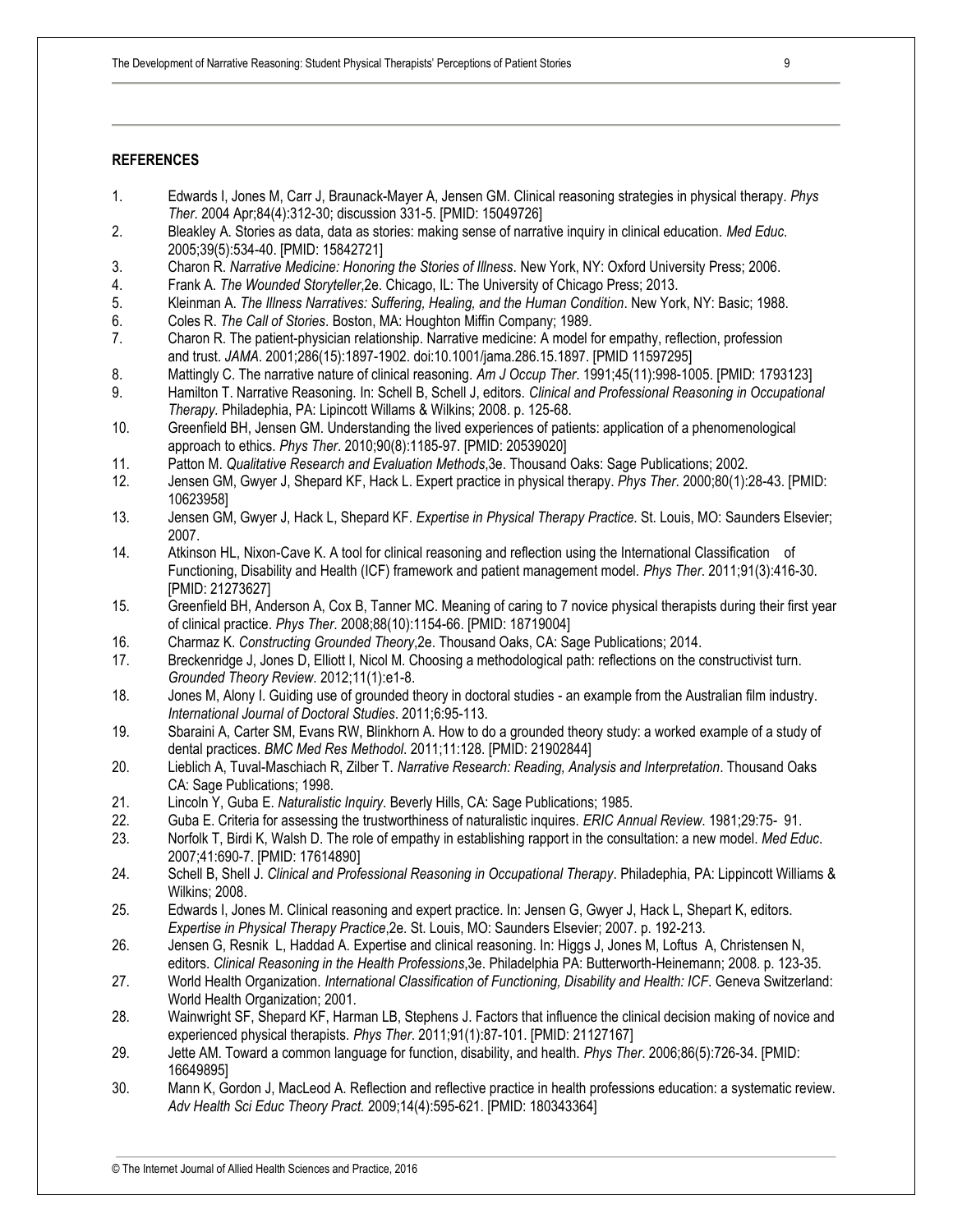## REFERENCES

1. Edwards I, Jones M, Carr J, Braunack-Mayer A, Jensen GM. Clinical reasoning strategies in physical therapy. *Phys Ther*. 2004 Apr;84(4):312-30; discussion 331-5. [PMID: 15049726]
2. Bleakley A. Stories as data, data as stories: making sense of narrative inquiry in clinical education. *Med Educ*. 2005;39(5):534-40. [PMID: 15842721]
3. Charon R. *Narrative Medicine: Honoring the Stories of Illness*. New York, NY: Oxford University Press; 2006.
4. Frank A. *The Wounded Storyteller*,2e. Chicago, IL: The University of Chicago Press; 2013.
5. Kleinman A. *The Illness Narratives: Suffering, Healing, and the Human Condition*. New York, NY: Basic; 1988.
6. Coles R. *The Call of Stories*. Boston, MA: Houghton Mifflin Company; 1989.
7. Charon R. The patient-physician relationship. Narrative medicine: A model for empathy, reflection, profession and trust. *JAMA*. 2001;286(15):1897-1902. doi:10.1001/jama.286.15.1897. [PMID 11597295]
8. Mattingly C. The narrative nature of clinical reasoning. *Am J Occup Ther*. 1991;45(11):998-1005. [PMID: 1793123]
9. Hamilton T. Narrative Reasoning. In: Schell B, Schell J, editors. *Clinical and Professional Reasoning in Occupational Therapy*. Philadephia, PA: Lipincott Willams & Wilkins; 2008. p. 125-68.
10. Greenfield BH, Jensen GM. Understanding the lived experiences of patients: application of a phenomenological approach to ethics. *Phys Ther*. 2010;90(8):1185-97. [PMID: 20539020]
11. Patton M. *Qualitative Research and Evaluation Methods*,3e. Thousand Oaks: Sage Publications; 2002.
12. Jensen GM, Gwyer J, Shepard KF, Hack L. Expert practice in physical therapy. *Phys Ther*. 2000;80(1):28-43. [PMID: 10623958]
13. Jensen GM, Gwyer J, Hack L, Shepard KF. *Expertise in Physical Therapy Practice*. St. Louis, MO: Saunders Elsevier; 2007.
14. Atkinson HL, Nixon-Cave K. A tool for clinical reasoning and reflection using the International Classification of Functioning, Disability and Health (ICF) framework and patient management model. *Phys Ther*. 2011;91(3):416-30. [PMID: 21273627]
15. Greenfield BH, Anderson A, Cox B, Tanner MC. Meaning of caring to 7 novice physical therapists during their first year of clinical practice. *Phys Ther*. 2008;88(10):1154-66. [PMID: 18719004]
16. Charmaz K. *Constructing Grounded Theory*,2e. Thousand Oaks, CA: Sage Publications; 2014.
17. Breckenridge J, Jones D, Elliott I, Nicol M. Choosing a methodological path: reflections on the constructivist turn. *Grounded Theory Review*. 2012;11(1):e1-8.
18. Jones M, Alony I. Guiding use of grounded theory in doctoral studies - an example from the Australian film industry. *International Journal of Doctoral Studies*. 2011;6:95-113.
19. Sbaraini A, Carter SM, Evans RW, Blinkhorn A. How to do a grounded theory study: a worked example of a study of dental practices. *BMC Med Res Methodol*. 2011;11:128. [PMID: 21902844]
20. Lieblich A, Tuval-Maschiach R, Zilber T. *Narrative Research: Reading, Analysis and Interpretation*. Thousand Oaks CA: Sage Publications; 1998.
21. Lincoln Y, Guba E. *Naturalistic Inquiry*. Beverly Hills, CA: Sage Publications; 1985.
22. Guba E. Criteria for assessing the trustworthiness of naturalistic inquires. *ERIC Annual Review*. 1981;29:75- 91.
23. Norfolk T, Birdi K, Walsh D. The role of empathy in establishing rapport in the consultation: a new model. *Med Educ*. 2007;41:690-7. [PMID: 17614890]
24. Schell B, Shell J. *Clinical and Professional Reasoning in Occupational Therapy*. Philadephia, PA: Lippincott Williams & Wilkins; 2008.
25. Edwards I, Jones M. Clinical reasoning and expert practice. In: Jensen G, Gwyer J, Hack L, Shepart K, editors. *Expertise in Physical Therapy Practice*,2e. St. Louis, MO: Saunders Elsevier; 2007. p. 192-213.
26. Jensen G, Resnik L, Haddad A. Expertise and clinical reasoning. In: Higgs J, Jones M, Loftus A, Christensen N, editors. *Clinical Reasoning in the Health Professions*,3e. Philadelphia PA: Butterworth-Heinemann; 2008. p. 123-35.
27. World Health Organization. *International Classification of Functioning, Disability and Health: ICF*. Geneva Switzerland: World Health Organization; 2001.
28. Wainwright SF, Shepard KF, Harman LB, Stephens J. Factors that influence the clinical decision making of novice and experienced physical therapists. *Phys Ther*. 2011;91(1):87-101. [PMID: 21127167]
29. Jette AM. Toward a common language for function, disability, and health. *Phys Ther*. 2006;86(5):726-34. [PMID: 16649895]
30. Mann K, Gordon J, MacLeod A. Reflection and reflective practice in health professions education: a systematic review. *Adv Health Sci Educ Theory Pract.* 2009;14(4):595-621. [PMID: 180343364]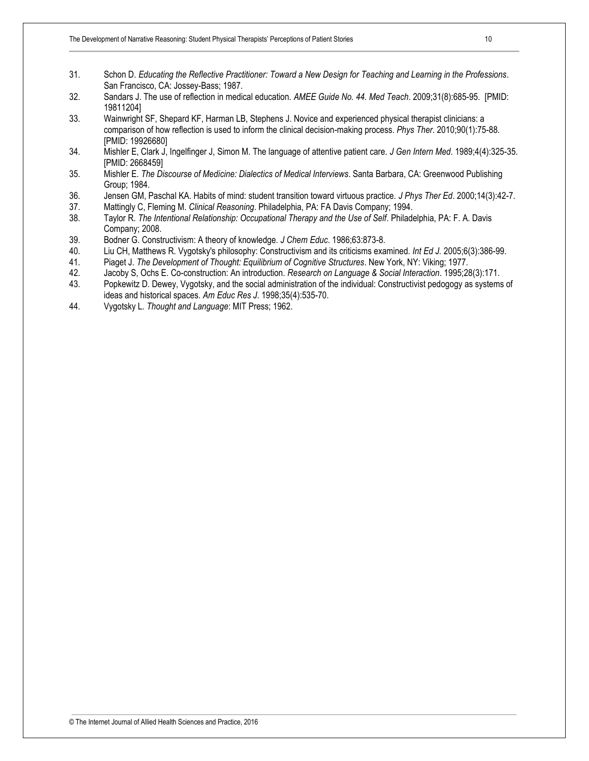31. Schon D. *Educating the Reflective Practitioner: Toward a New Design for Teaching and Learning in the Professions*. San Francisco, CA: Jossey-Bass; 1987.
32. Sandars J. The use of reflection in medical education. *AMEE Guide No. 44. Med Teach*. 2009;31(8):685-95. [PMID: 19811204]
33. Wainwright SF, Shepard KF, Harman LB, Stephens J. Novice and experienced physical therapist clinicians: a comparison of how reflection is used to inform the clinical decision-making process. *Phys Ther*. 2010;90(1):75-88. [PMID: 19926680]
34. Mishler E, Clark J, Ingelfinger J, Simon M. The language of attentive patient care. *J Gen Intern Med*. 1989;4(4):325-35. [PMID: 2668459]
35. Mishler E. *The Discourse of Medicine: Dialectics of Medical Interviews*. Santa Barbara, CA: Greenwood Publishing Group; 1984.
36. Jensen GM, Paschal KA. Habits of mind: student transition toward virtuous practice. *J Phys Ther Ed*. 2000;14(3):42-7.
37. Mattingly C, Fleming M. *Clinical Reasoning*. Philadelphia, PA: FA Davis Company; 1994.
38. Taylor R. *The Intentional Relationship: Occupational Therapy and the Use of Self*. Philadelphia, PA: F. A. Davis Company; 2008.
39. Bodner G. Constructivism: A theory of knowledge. *J Chem Educ*. 1986;63:873-8.
40. Liu CH, Matthews R. Vygotsky's philosophy: Constructivism and its criticisms examined. *Int Ed J*. 2005;6(3):386-99.
41. Piaget J. *The Development of Thought: Equilibrium of Cognitive Structures*. New York, NY: Viking; 1977.
42. Jacoby S, Ochs E. Co-construction: An introduction. *Research on Language & Social Interaction*. 1995;28(3):171.
43. Popkewitz D. Dewey, Vygotsky, and the social administration of the individual: Constructivist pedogogy as systems of ideas and historical spaces. *Am Educ Res J*. 1998;35(4):535-70.
44. Vygotsky L. *Thought and Language*: MIT Press; 1962.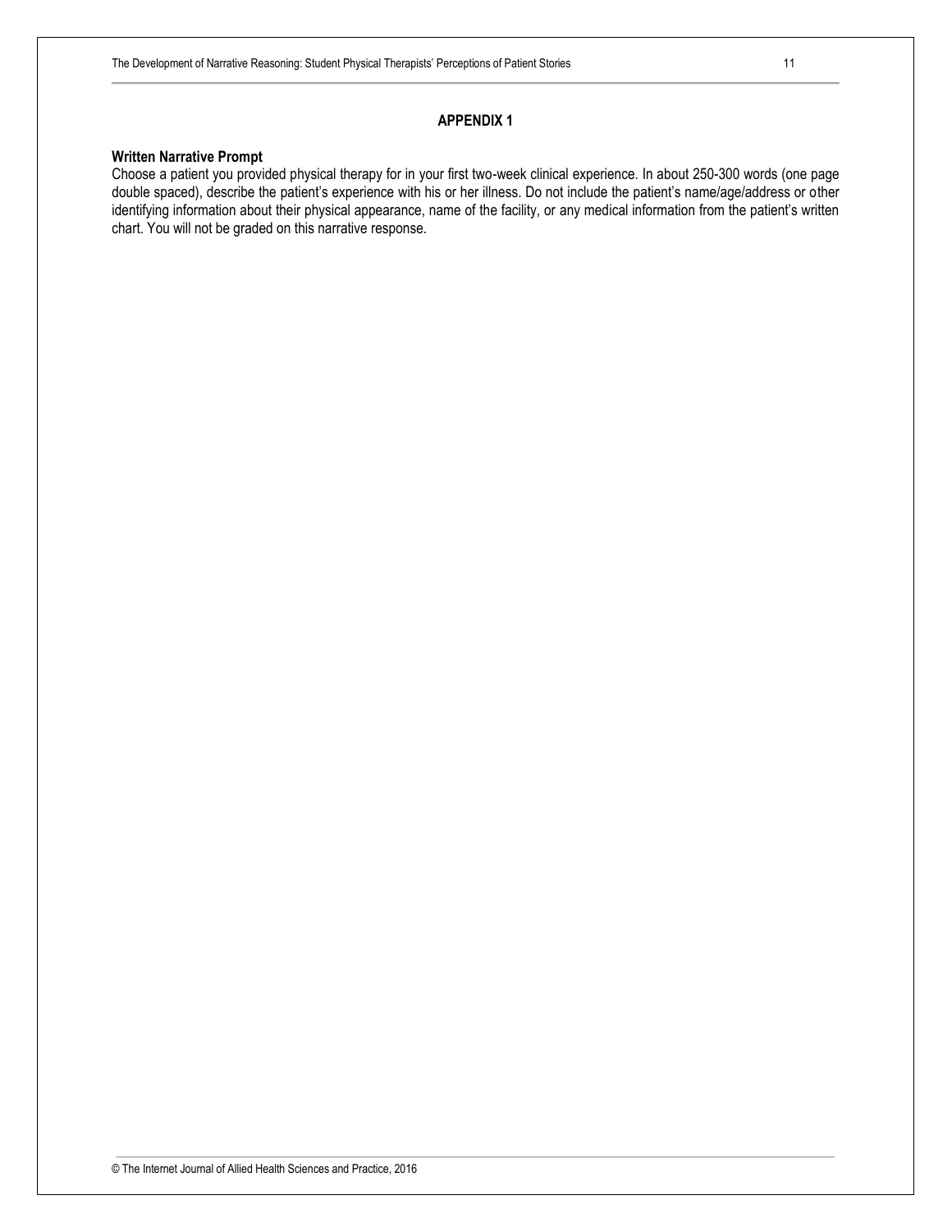## APPENDIX 1

**Written Narrative Prompt**

Choose a patient you provided physical therapy for in your first two-week clinical experience. In about 250-300 words (one page double spaced), describe the patient's experience with his or her illness. Do not include the patient's name/age/address or other identifying information about their physical appearance, name of the facility, or any medical information from the patient's written chart. You will not be graded on this narrative response.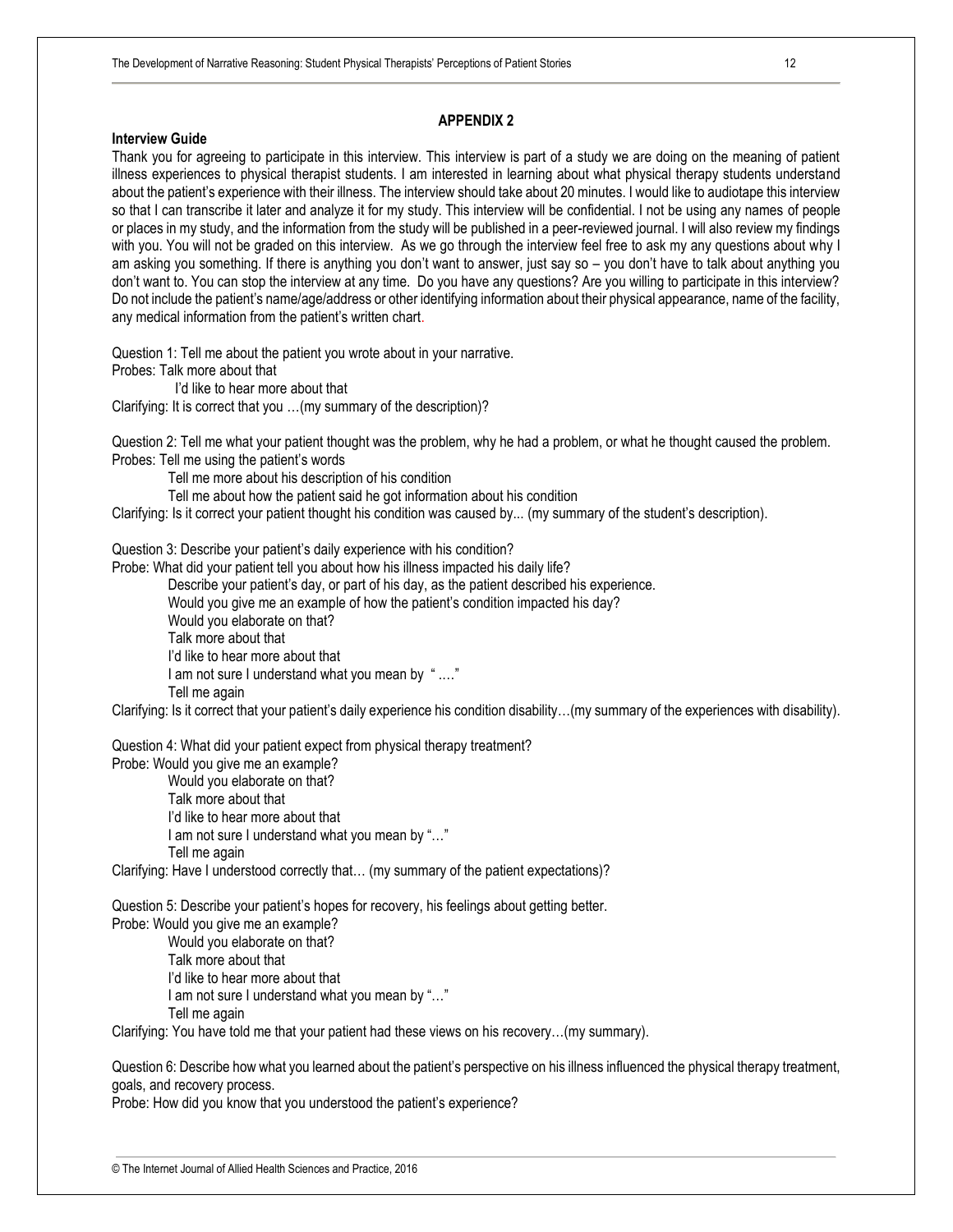## APPENDIX 2

**Interview Guide**

Thank you for agreeing to participate in this interview. This interview is part of a study we are doing on the meaning of patient illness experiences to physical therapist students. I am interested in learning about what physical therapy students understand about the patient's experience with their illness. The interview should take about 20 minutes. I would like to audiotape this interview so that I can transcribe it later and analyze it for my study. This interview will be confidential. I not be using any names of people or places in my study, and the information from the study will be published in a peer-reviewed journal. I will also review my findings with you. You will not be graded on this interview. As we go through the interview feel free to ask my any questions about why I am asking you something. If there is anything you don't want to answer, just say so – you don't have to talk about anything you don't want to. You can stop the interview at any time. Do you have any questions? Are you willing to participate in this interview? Do not include the patient's name/age/address or other identifying information about their physical appearance, name of the facility, any medical information from the patient's written chart.

Question 1: Tell me about the patient you wrote about in your narrative.
Probes: Talk more about that
 I'd like to hear more about that
Clarifying: It is correct that you …(my summary of the description)?

Question 2: Tell me what your patient thought was the problem, why he had a problem, or what he thought caused the problem.
Probes: Tell me using the patient's words
 Tell me more about his description of his condition
 Tell me about how the patient said he got information about his condition
Clarifying: Is it correct your patient thought his condition was caused by... (my summary of the student's description).

Question 3: Describe your patient's daily experience with his condition?
Probe: What did your patient tell you about how his illness impacted his daily life?
 Describe your patient's day, or part of his day, as the patient described his experience.
 Would you give me an example of how the patient's condition impacted his day?
 Would you elaborate on that?
 Talk more about that
 I'd like to hear more about that
 I am not sure I understand what you mean by " …."
 Tell me again
Clarifying: Is it correct that your patient's daily experience his condition disability…(my summary of the experiences with disability).

Question 4: What did your patient expect from physical therapy treatment?
Probe: Would you give me an example?
 Would you elaborate on that?
 Talk more about that
 I'd like to hear more about that
 I am not sure I understand what you mean by "…"
 Tell me again
Clarifying: Have I understood correctly that… (my summary of the patient expectations)?

Question 5: Describe your patient's hopes for recovery, his feelings about getting better.
Probe: Would you give me an example?
 Would you elaborate on that?
 Talk more about that
 I'd like to hear more about that
 I am not sure I understand what you mean by "…"
 Tell me again
Clarifying: You have told me that your patient had these views on his recovery…(my summary).

Question 6: Describe how what you learned about the patient's perspective on his illness influenced the physical therapy treatment, goals, and recovery process.
Probe: How did you know that you understood the patient's experience?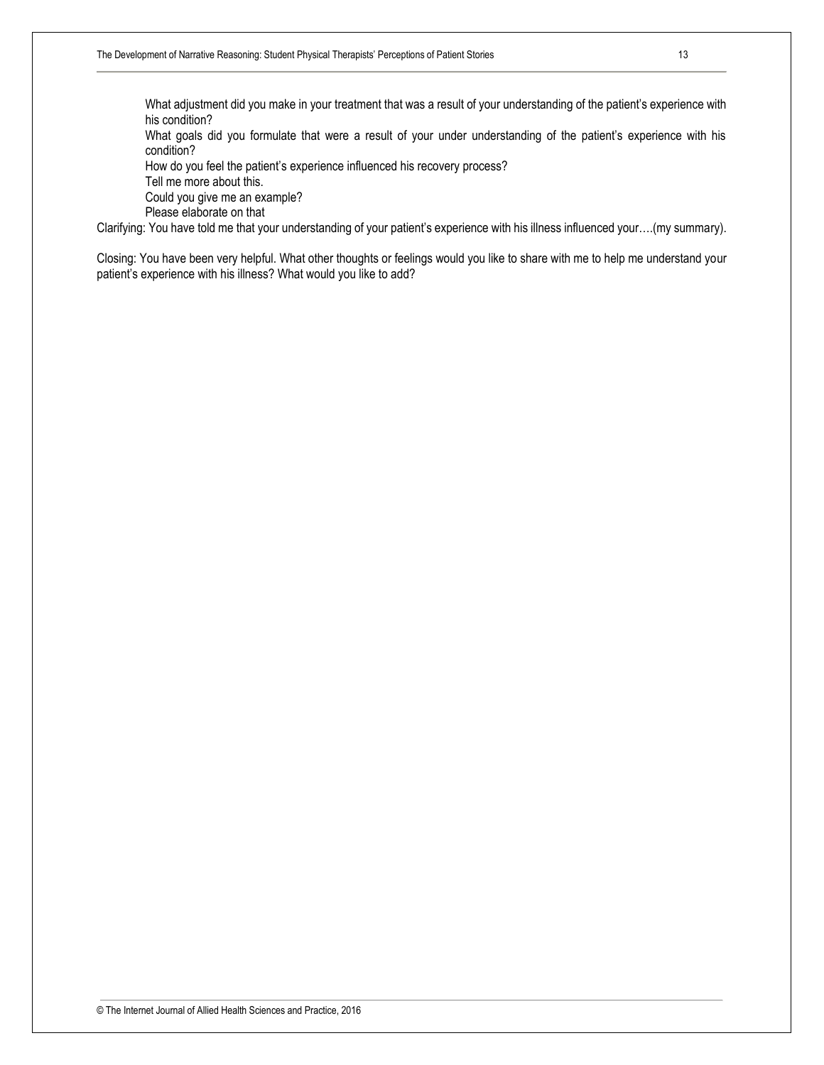What adjustment did you make in your treatment that was a result of your understanding of the patient's experience with his condition?

What goals did you formulate that were a result of your under understanding of the patient's experience with his condition?

How do you feel the patient's experience influenced his recovery process?

Tell me more about this.

Could you give me an example?

Please elaborate on that

Clarifying: You have told me that your understanding of your patient's experience with his illness influenced your….(my summary).

Closing: You have been very helpful. What other thoughts or feelings would you like to share with me to help me understand your patient's experience with his illness? What would you like to add?